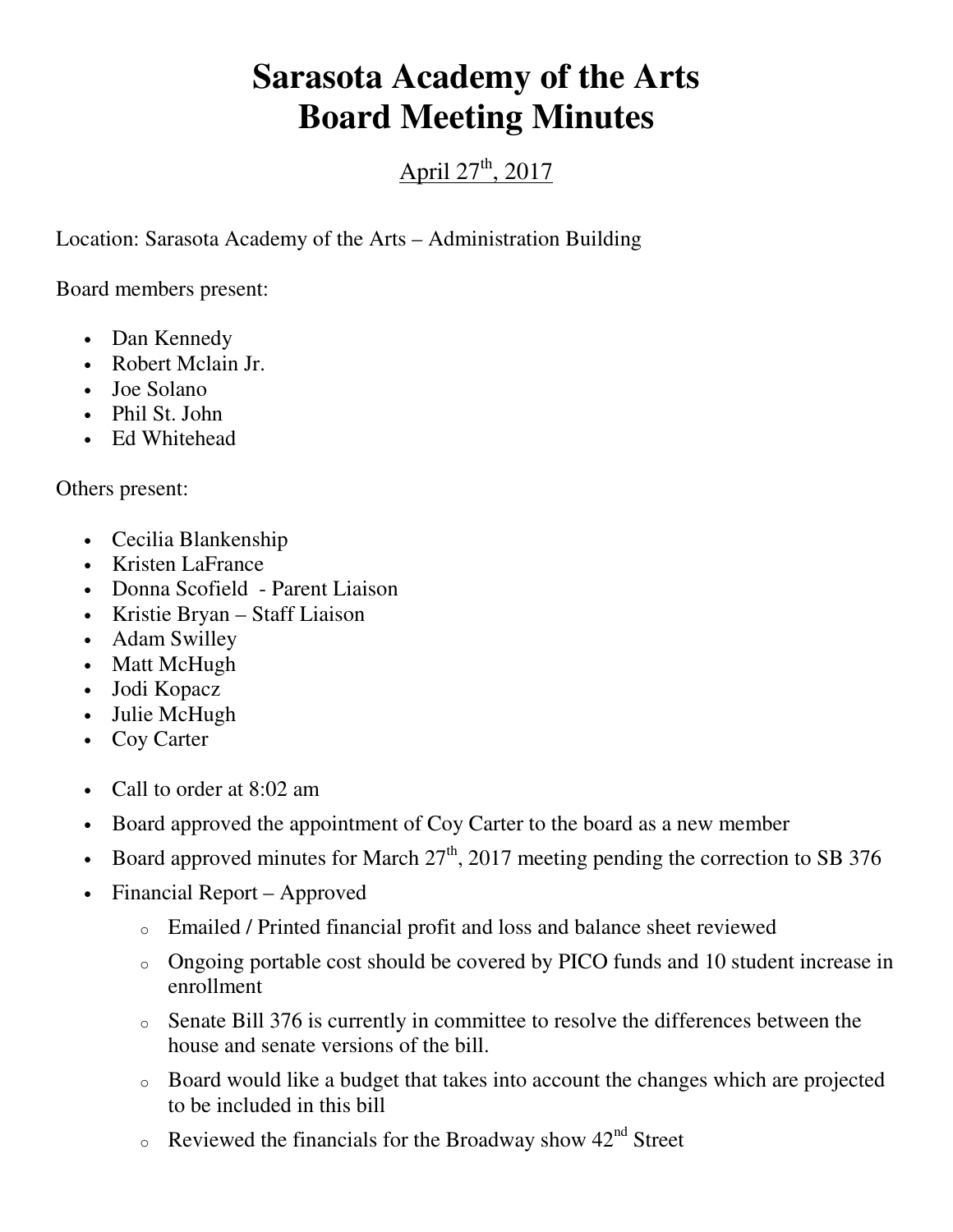# Sarasota Academy of the Arts
# Board Meeting Minutes

April 27th, 2017

Location: Sarasota Academy of the Arts – Administration Building

Board members present:

- Dan Kennedy
- Robert Mclain Jr.
- Joe Solano
- Phil St. John
- Ed Whitehead

Others present:

- Cecilia Blankenship
- Kristen LaFrance
- Donna Scofield - Parent Liaison
- Kristie Bryan – Staff Liaison
- Adam Swilley
- Matt McHugh
- Jodi Kopacz
- Julie McHugh
- Coy Carter

- Call to order at 8:02 am
- Board approved the appointment of Coy Carter to the board as a new member
- Board approved minutes for March 27th, 2017 meeting pending the correction to SB 376
- Financial Report – Approved
  - Emailed / Printed financial profit and loss and balance sheet reviewed
  - Ongoing portable cost should be covered by PICO funds and 10 student increase in enrollment
  - Senate Bill 376 is currently in committee to resolve the differences between the house and senate versions of the bill.
  - Board would like a budget that takes into account the changes which are projected to be included in this bill
  - Reviewed the financials for the Broadway show 42nd Street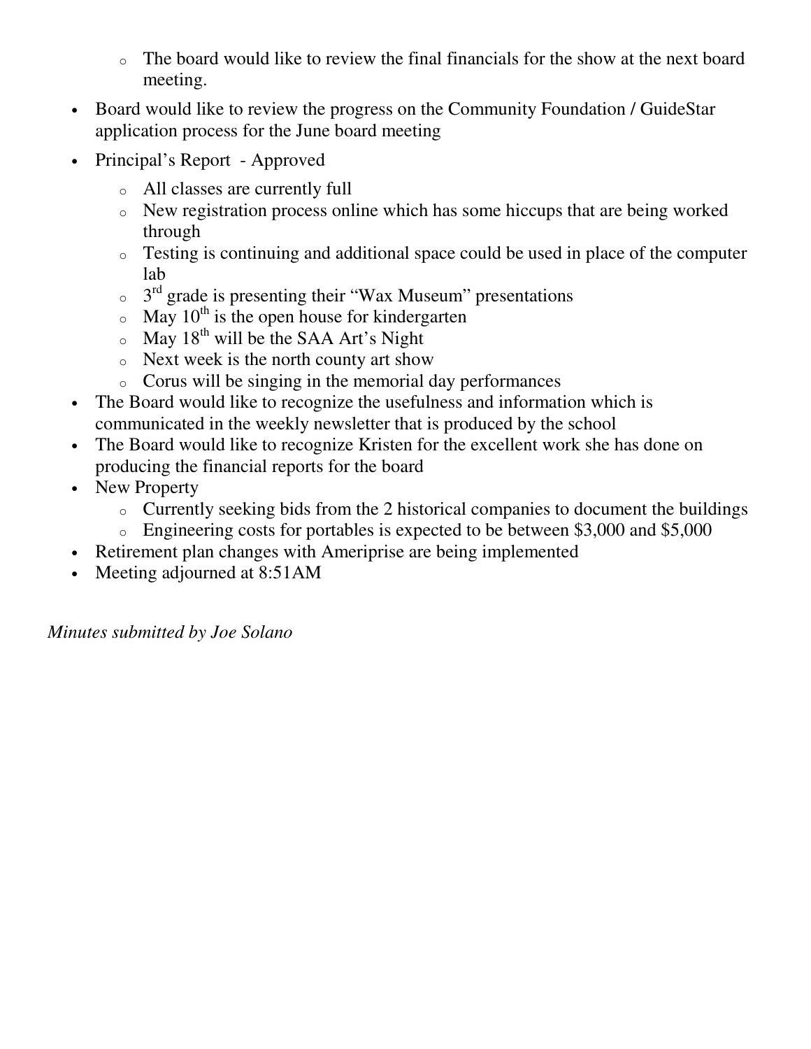- The board would like to review the final financials for the show at the next board meeting.
- Board would like to review the progress on the Community Foundation / GuideStar application process for the June board meeting
- Principal's Report - Approved
  - All classes are currently full
  - New registration process online which has some hiccups that are being worked through
  - Testing is continuing and additional space could be used in place of the computer lab
  - 3rd grade is presenting their "Wax Museum" presentations
  - May 10th is the open house for kindergarten
  - May 18th will be the SAA Art's Night
  - Next week is the north county art show
  - Corus will be singing in the memorial day performances
- The Board would like to recognize the usefulness and information which is communicated in the weekly newsletter that is produced by the school
- The Board would like to recognize Kristen for the excellent work she has done on producing the financial reports for the board
- New Property
  - Currently seeking bids from the 2 historical companies to document the buildings
  - Engineering costs for portables is expected to be between $3,000 and $5,000
- Retirement plan changes with Ameriprise are being implemented
- Meeting adjourned at 8:51AM

*Minutes submitted by Joe Solano*